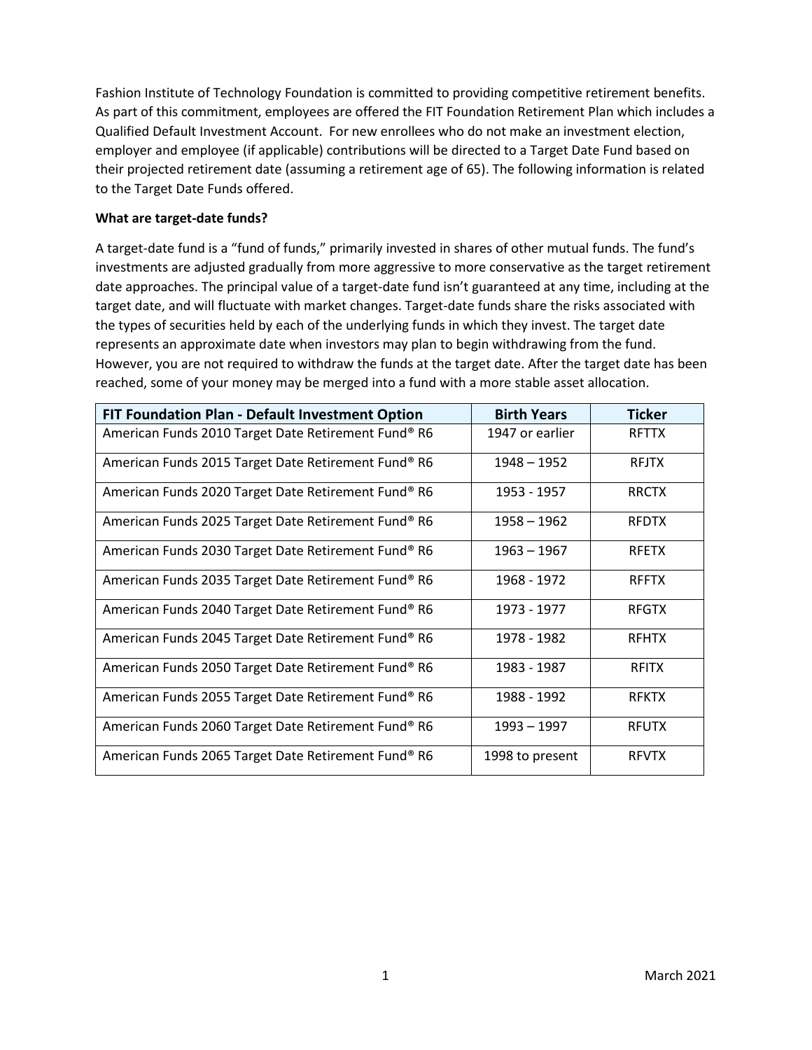Fashion Institute of Technology Foundation is committed to providing competitive retirement benefits. As part of this commitment, employees are offered the FIT Foundation Retirement Plan which includes a Qualified Default Investment Account. For new enrollees who do not make an investment election, employer and employee (if applicable) contributions will be directed to a Target Date Fund based on their projected retirement date (assuming a retirement age of 65). The following information is related to the Target Date Funds offered.

**What are target-date funds?**

A target-date fund is a "fund of funds," primarily invested in shares of other mutual funds. The fund's investments are adjusted gradually from more aggressive to more conservative as the target retirement date approaches. The principal value of a target-date fund isn't guaranteed at any time, including at the target date, and will fluctuate with market changes. Target-date funds share the risks associated with the types of securities held by each of the underlying funds in which they invest. The target date represents an approximate date when investors may plan to begin withdrawing from the fund. However, you are not required to withdraw the funds at the target date. After the target date has been reached, some of your money may be merged into a fund with a more stable asset allocation.

| FIT Foundation Plan - Default Investment Option | Birth Years | Ticker |
|---|---|---|
| American Funds 2010 Target Date Retirement Fund® R6 | 1947 or earlier | RFTTX |
| American Funds 2015 Target Date Retirement Fund® R6 | 1948 – 1952 | RFJTX |
| American Funds 2020 Target Date Retirement Fund® R6 | 1953 - 1957 | RRCTX |
| American Funds 2025 Target Date Retirement Fund® R6 | 1958 – 1962 | RFDTX |
| American Funds 2030 Target Date Retirement Fund® R6 | 1963 – 1967 | RFETX |
| American Funds 2035 Target Date Retirement Fund® R6 | 1968 - 1972 | RFFTX |
| American Funds 2040 Target Date Retirement Fund® R6 | 1973 - 1977 | RFGTX |
| American Funds 2045 Target Date Retirement Fund® R6 | 1978 - 1982 | RFHTX |
| American Funds 2050 Target Date Retirement Fund® R6 | 1983 - 1987 | RFITX |
| American Funds 2055 Target Date Retirement Fund® R6 | 1988 - 1992 | RFKTX |
| American Funds 2060 Target Date Retirement Fund® R6 | 1993 – 1997 | RFUTX |
| American Funds 2065 Target Date Retirement Fund® R6 | 1998 to present | RFVTX |

March 2021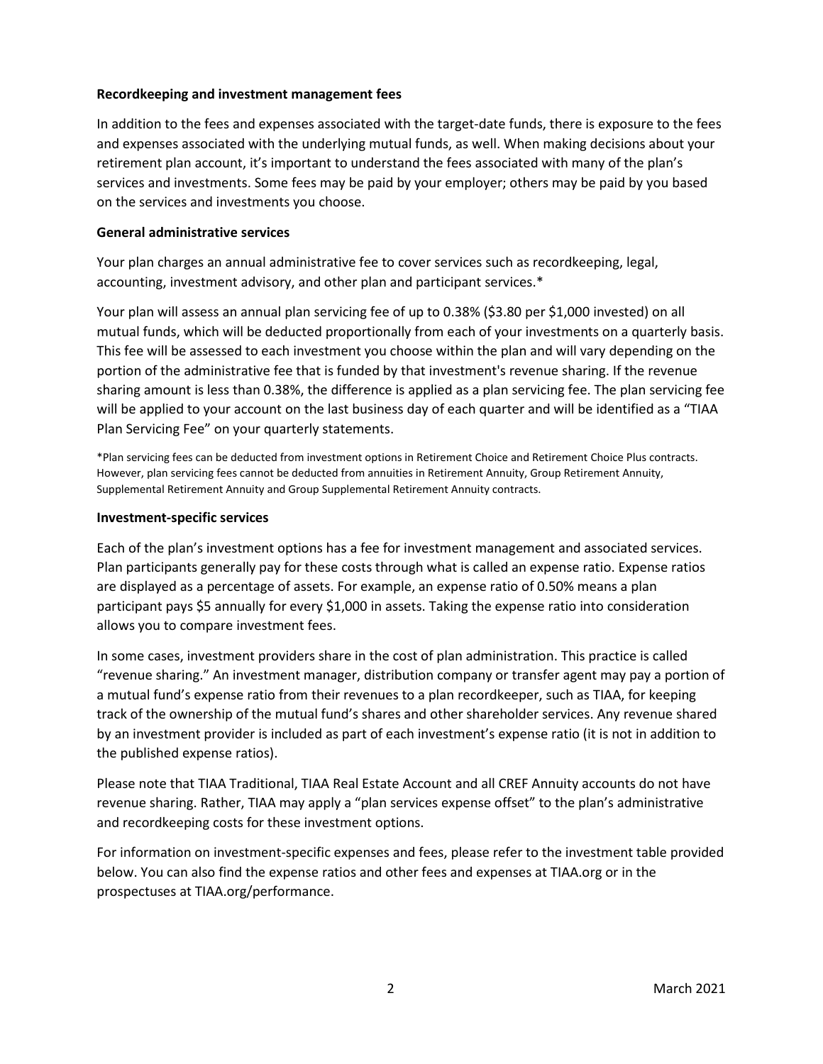**Recordkeeping and investment management fees**

In addition to the fees and expenses associated with the target-date funds, there is exposure to the fees and expenses associated with the underlying mutual funds, as well. When making decisions about your retirement plan account, it's important to understand the fees associated with many of the plan's services and investments. Some fees may be paid by your employer; others may be paid by you based on the services and investments you choose.

**General administrative services**

Your plan charges an annual administrative fee to cover services such as recordkeeping, legal, accounting, investment advisory, and other plan and participant services.*

Your plan will assess an annual plan servicing fee of up to 0.38% ($3.80 per $1,000 invested) on all mutual funds, which will be deducted proportionally from each of your investments on a quarterly basis. This fee will be assessed to each investment you choose within the plan and will vary depending on the portion of the administrative fee that is funded by that investment's revenue sharing. If the revenue sharing amount is less than 0.38%, the difference is applied as a plan servicing fee. The plan servicing fee will be applied to your account on the last business day of each quarter and will be identified as a "TIAA Plan Servicing Fee" on your quarterly statements.

*Plan servicing fees can be deducted from investment options in Retirement Choice and Retirement Choice Plus contracts. However, plan servicing fees cannot be deducted from annuities in Retirement Annuity, Group Retirement Annuity, Supplemental Retirement Annuity and Group Supplemental Retirement Annuity contracts.

**Investment-specific services**

Each of the plan's investment options has a fee for investment management and associated services. Plan participants generally pay for these costs through what is called an expense ratio. Expense ratios are displayed as a percentage of assets. For example, an expense ratio of 0.50% means a plan participant pays $5 annually for every $1,000 in assets. Taking the expense ratio into consideration allows you to compare investment fees.

In some cases, investment providers share in the cost of plan administration. This practice is called "revenue sharing." An investment manager, distribution company or transfer agent may pay a portion of a mutual fund's expense ratio from their revenues to a plan recordkeeper, such as TIAA, for keeping track of the ownership of the mutual fund's shares and other shareholder services. Any revenue shared by an investment provider is included as part of each investment's expense ratio (it is not in addition to the published expense ratios).

Please note that TIAA Traditional, TIAA Real Estate Account and all CREF Annuity accounts do not have revenue sharing. Rather, TIAA may apply a "plan services expense offset" to the plan's administrative and recordkeeping costs for these investment options.

For information on investment-specific expenses and fees, please refer to the investment table provided below. You can also find the expense ratios and other fees and expenses at TIAA.org or in the prospectuses at TIAA.org/performance.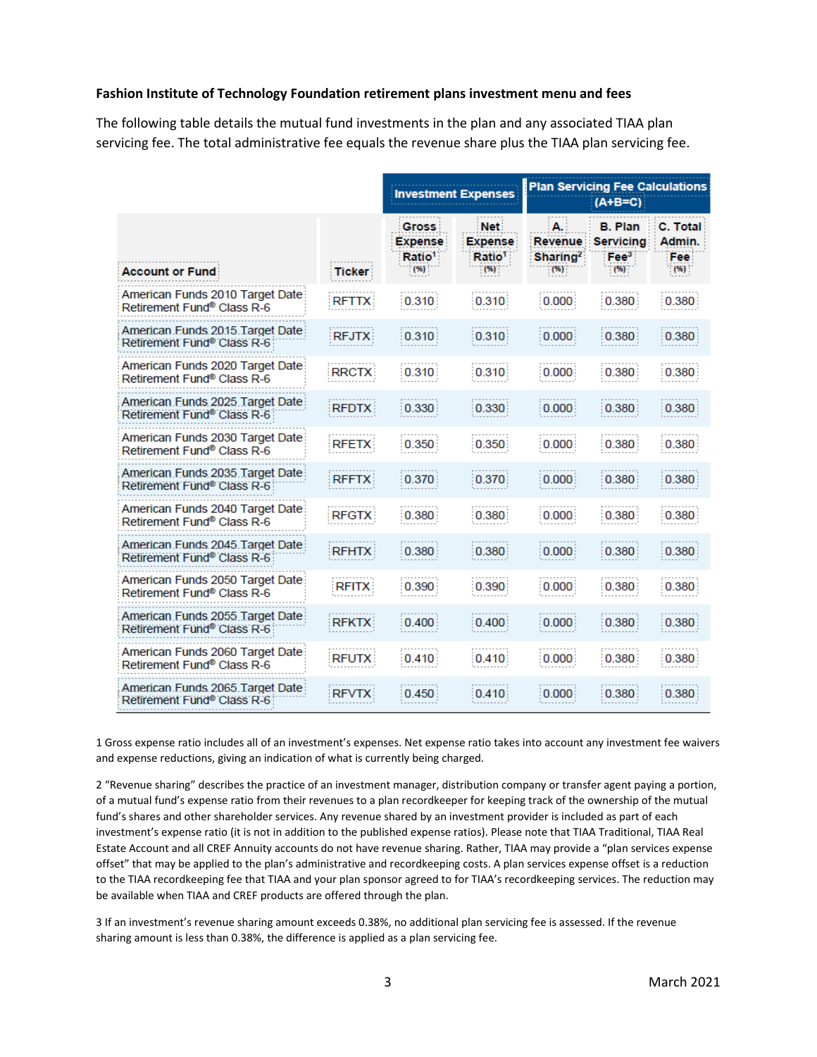**Fashion Institute of Technology Foundation retirement plans investment menu and fees**

The following table details the mutual fund investments in the plan and any associated TIAA plan servicing fee. The total administrative fee equals the revenue share plus the TIAA plan servicing fee.

| | | Investment Expenses | | Plan Servicing Fee Calculations (A+B=C) | | |
|---|---|---|---|---|---|---|
| Account or Fund | Ticker | Gross Expense Ratio[1] (%) | Net Expense Ratio[1] (%) | A. Revenue Sharing[2] (%) | B. Plan Servicing Fee[3] (%) | C. Total Admin. Fee (%) |
| American Funds 2010 Target Date Retirement Fund® Class R-6 | RFTTX | 0.310 | 0.310 | 0.000 | 0.380 | 0.380 |
| American Funds 2015 Target Date Retirement Fund® Class R-6 | RFJTX | 0.310 | 0.310 | 0.000 | 0.380 | 0.380 |
| American Funds 2020 Target Date Retirement Fund® Class R-6 | RRCTX | 0.310 | 0.310 | 0.000 | 0.380 | 0.380 |
| American Funds 2025 Target Date Retirement Fund® Class R-6 | RFDTX | 0.330 | 0.330 | 0.000 | 0.380 | 0.380 |
| American Funds 2030 Target Date Retirement Fund® Class R-6 | RFETX | 0.350 | 0.350 | 0.000 | 0.380 | 0.380 |
| American Funds 2035 Target Date Retirement Fund® Class R-6 | RFFTX | 0.370 | 0.370 | 0.000 | 0.380 | 0.380 |
| American Funds 2040 Target Date Retirement Fund® Class R-6 | RFGTX | 0.380 | 0.380 | 0.000 | 0.380 | 0.380 |
| American Funds 2045 Target Date Retirement Fund® Class R-6 | RFHTX | 0.380 | 0.380 | 0.000 | 0.380 | 0.380 |
| American Funds 2050 Target Date Retirement Fund® Class R-6 | RFITX | 0.390 | 0.390 | 0.000 | 0.380 | 0.380 |
| American Funds 2055 Target Date Retirement Fund® Class R-6 | RFKTX | 0.400 | 0.400 | 0.000 | 0.380 | 0.380 |
| American Funds 2060 Target Date Retirement Fund® Class R-6 | RFUTX | 0.410 | 0.410 | 0.000 | 0.380 | 0.380 |
| American Funds 2065 Target Date Retirement Fund® Class R-6 | RFVTX | 0.450 | 0.410 | 0.000 | 0.380 | 0.380 |

1 Gross expense ratio includes all of an investment's expenses. Net expense ratio takes into account any investment fee waivers and expense reductions, giving an indication of what is currently being charged.

2 "Revenue sharing" describes the practice of an investment manager, distribution company or transfer agent paying a portion, of a mutual fund's expense ratio from their revenues to a plan recordkeeper for keeping track of the ownership of the mutual fund's shares and other shareholder services. Any revenue shared by an investment provider is included as part of each investment's expense ratio (it is not in addition to the published expense ratios). Please note that TIAA Traditional, TIAA Real Estate Account and all CREF Annuity accounts do not have revenue sharing. Rather, TIAA may provide a "plan services expense offset" that may be applied to the plan's administrative and recordkeeping costs. A plan services expense offset is a reduction to the TIAA recordkeeping fee that TIAA and your plan sponsor agreed to for TIAA's recordkeeping services. The reduction may be available when TIAA and CREF products are offered through the plan.

3 If an investment's revenue sharing amount exceeds 0.38%, no additional plan servicing fee is assessed. If the revenue sharing amount is less than 0.38%, the difference is applied as a plan servicing fee.

March 2021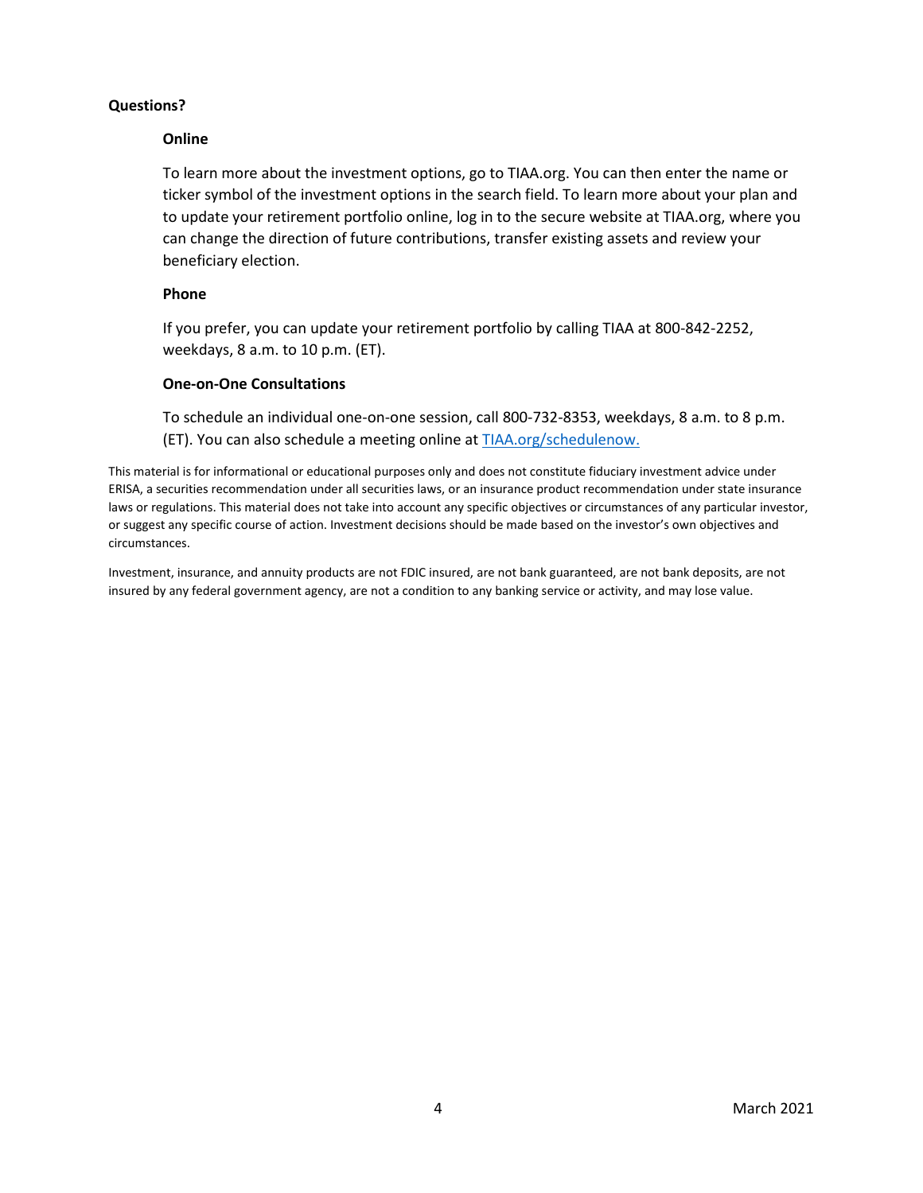## Questions?

### Online

To learn more about the investment options, go to TIAA.org. You can then enter the name or ticker symbol of the investment options in the search field. To learn more about your plan and to update your retirement portfolio online, log in to the secure website at TIAA.org, where you can change the direction of future contributions, transfer existing assets and review your beneficiary election.

### Phone

If you prefer, you can update your retirement portfolio by calling TIAA at 800-842-2252, weekdays, 8 a.m. to 10 p.m. (ET).

### One-on-One Consultations

To schedule an individual one-on-one session, call 800-732-8353, weekdays, 8 a.m. to 8 p.m. (ET). You can also schedule a meeting online at [TIAA.org/schedulenow.](TIAA.org/schedulenow)

This material is for informational or educational purposes only and does not constitute fiduciary investment advice under ERISA, a securities recommendation under all securities laws, or an insurance product recommendation under state insurance laws or regulations. This material does not take into account any specific objectives or circumstances of any particular investor, or suggest any specific course of action. Investment decisions should be made based on the investor's own objectives and circumstances.

Investment, insurance, and annuity products are not FDIC insured, are not bank guaranteed, are not bank deposits, are not insured by any federal government agency, are not a condition to any banking service or activity, and may lose value.

March 2021